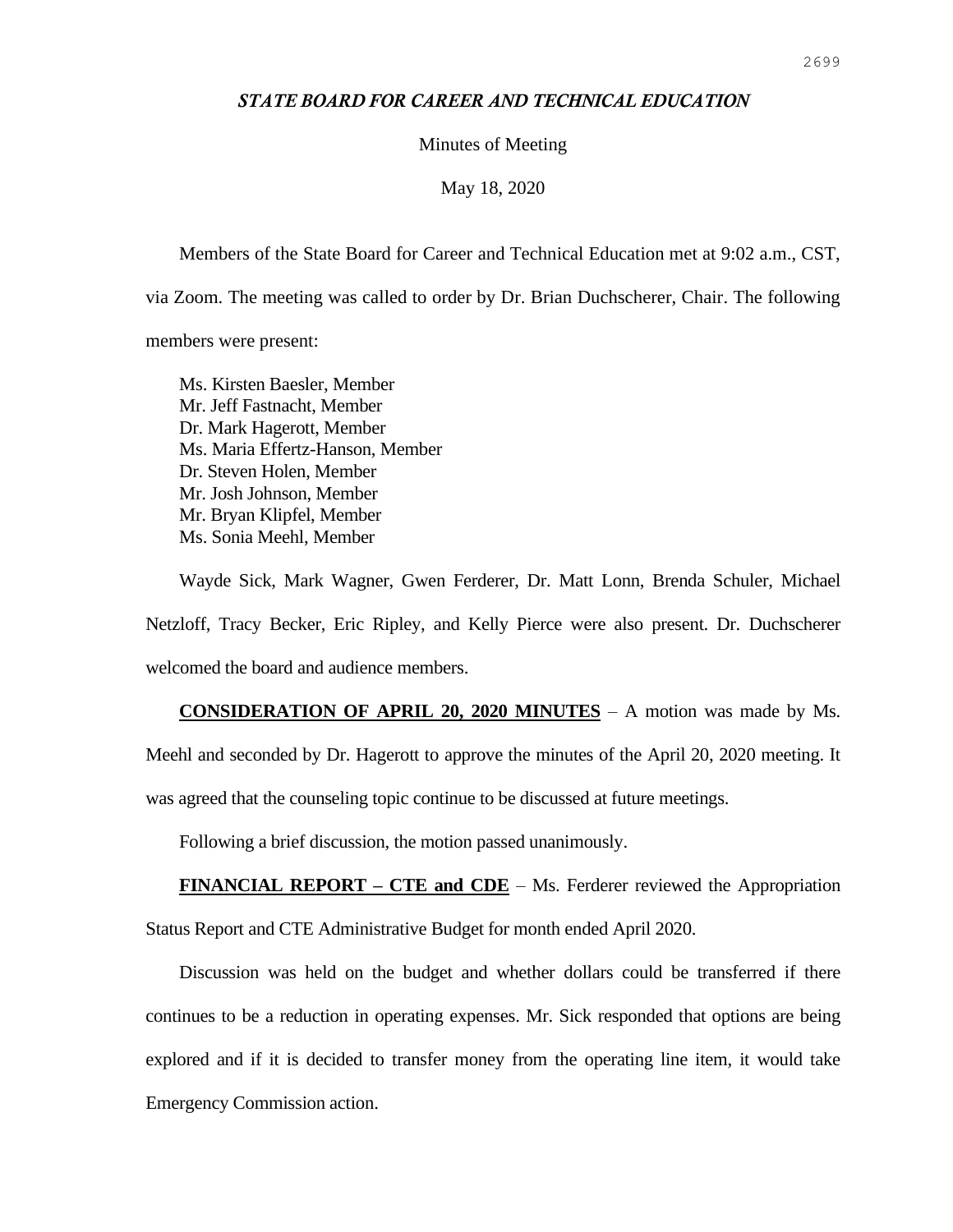# *STATE BOARD FOR CAREER AND TECHNICAL EDUCATION*

Minutes of Meeting

May 18, 2020

Members of the State Board for Career and Technical Education met at 9:02 a.m., CST, via Zoom. The meeting was called to order by Dr. Brian Duchscherer, Chair. The following members were present:

Ms. Kirsten Baesler, Member
Mr. Jeff Fastnacht, Member
Dr. Mark Hagerott, Member
Ms. Maria Effertz-Hanson, Member
Dr. Steven Holen, Member
Mr. Josh Johnson, Member
Mr. Bryan Klipfel, Member
Ms. Sonia Meehl, Member

Wayde Sick, Mark Wagner, Gwen Ferderer, Dr. Matt Lonn, Brenda Schuler, Michael Netzloff, Tracy Becker, Eric Ripley, and Kelly Pierce were also present. Dr. Duchscherer welcomed the board and audience members.

**CONSIDERATION OF APRIL 20, 2020 MINUTES** – A motion was made by Ms. Meehl and seconded by Dr. Hagerott to approve the minutes of the April 20, 2020 meeting. It was agreed that the counseling topic continue to be discussed at future meetings.

Following a brief discussion, the motion passed unanimously.

**FINANCIAL REPORT – CTE and CDE** – Ms. Ferderer reviewed the Appropriation Status Report and CTE Administrative Budget for month ended April 2020.

Discussion was held on the budget and whether dollars could be transferred if there continues to be a reduction in operating expenses. Mr. Sick responded that options are being explored and if it is decided to transfer money from the operating line item, it would take Emergency Commission action.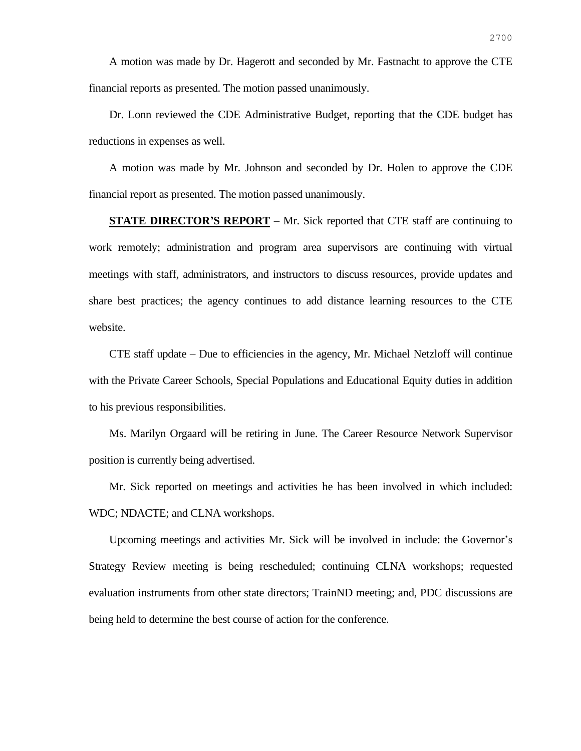A motion was made by Dr. Hagerott and seconded by Mr. Fastnacht to approve the CTE financial reports as presented. The motion passed unanimously.

Dr. Lonn reviewed the CDE Administrative Budget, reporting that the CDE budget has reductions in expenses as well.

A motion was made by Mr. Johnson and seconded by Dr. Holen to approve the CDE financial report as presented. The motion passed unanimously.

**STATE DIRECTOR'S REPORT** – Mr. Sick reported that CTE staff are continuing to work remotely; administration and program area supervisors are continuing with virtual meetings with staff, administrators, and instructors to discuss resources, provide updates and share best practices; the agency continues to add distance learning resources to the CTE website.

CTE staff update – Due to efficiencies in the agency, Mr. Michael Netzloff will continue with the Private Career Schools, Special Populations and Educational Equity duties in addition to his previous responsibilities.

Ms. Marilyn Orgaard will be retiring in June. The Career Resource Network Supervisor position is currently being advertised.

Mr. Sick reported on meetings and activities he has been involved in which included: WDC; NDACTE; and CLNA workshops.

Upcoming meetings and activities Mr. Sick will be involved in include: the Governor's Strategy Review meeting is being rescheduled; continuing CLNA workshops; requested evaluation instruments from other state directors; TrainND meeting; and, PDC discussions are being held to determine the best course of action for the conference.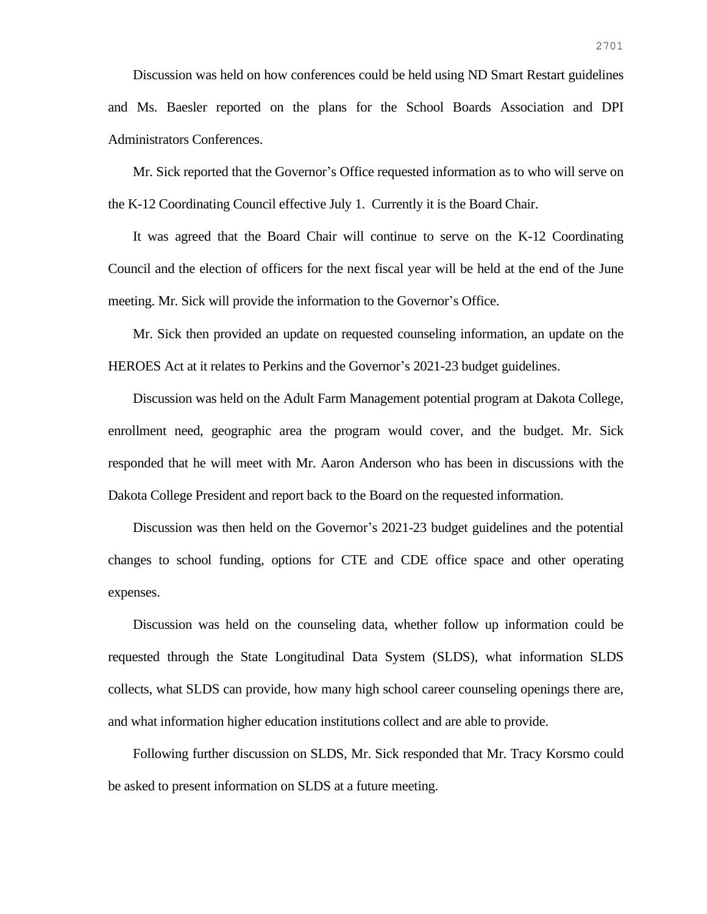Discussion was held on how conferences could be held using ND Smart Restart guidelines and Ms. Baesler reported on the plans for the School Boards Association and DPI Administrators Conferences.

Mr. Sick reported that the Governor's Office requested information as to who will serve on the K-12 Coordinating Council effective July 1. Currently it is the Board Chair.

It was agreed that the Board Chair will continue to serve on the K-12 Coordinating Council and the election of officers for the next fiscal year will be held at the end of the June meeting. Mr. Sick will provide the information to the Governor's Office.

Mr. Sick then provided an update on requested counseling information, an update on the HEROES Act at it relates to Perkins and the Governor's 2021-23 budget guidelines.

Discussion was held on the Adult Farm Management potential program at Dakota College, enrollment need, geographic area the program would cover, and the budget. Mr. Sick responded that he will meet with Mr. Aaron Anderson who has been in discussions with the Dakota College President and report back to the Board on the requested information.

Discussion was then held on the Governor's 2021-23 budget guidelines and the potential changes to school funding, options for CTE and CDE office space and other operating expenses.

Discussion was held on the counseling data, whether follow up information could be requested through the State Longitudinal Data System (SLDS), what information SLDS collects, what SLDS can provide, how many high school career counseling openings there are, and what information higher education institutions collect and are able to provide.

Following further discussion on SLDS, Mr. Sick responded that Mr. Tracy Korsmo could be asked to present information on SLDS at a future meeting.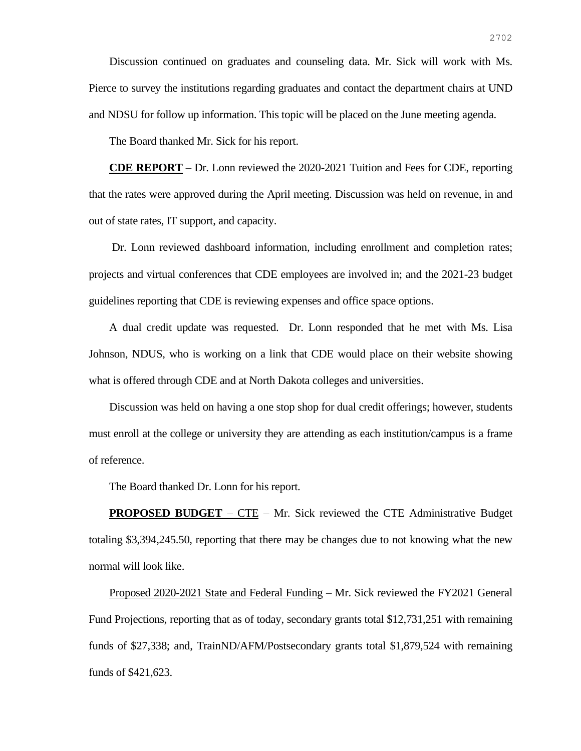Discussion continued on graduates and counseling data. Mr. Sick will work with Ms. Pierce to survey the institutions regarding graduates and contact the department chairs at UND and NDSU for follow up information. This topic will be placed on the June meeting agenda.

The Board thanked Mr. Sick for his report.

**CDE REPORT** – Dr. Lonn reviewed the 2020-2021 Tuition and Fees for CDE, reporting that the rates were approved during the April meeting. Discussion was held on revenue, in and out of state rates, IT support, and capacity.

Dr. Lonn reviewed dashboard information, including enrollment and completion rates; projects and virtual conferences that CDE employees are involved in; and the 2021-23 budget guidelines reporting that CDE is reviewing expenses and office space options.

A dual credit update was requested. Dr. Lonn responded that he met with Ms. Lisa Johnson, NDUS, who is working on a link that CDE would place on their website showing what is offered through CDE and at North Dakota colleges and universities.

Discussion was held on having a one stop shop for dual credit offerings; however, students must enroll at the college or university they are attending as each institution/campus is a frame of reference.

The Board thanked Dr. Lonn for his report.

**PROPOSED BUDGET** – CTE – Mr. Sick reviewed the CTE Administrative Budget totaling $3,394,245.50, reporting that there may be changes due to not knowing what the new normal will look like.

Proposed 2020-2021 State and Federal Funding – Mr. Sick reviewed the FY2021 General Fund Projections, reporting that as of today, secondary grants total $12,731,251 with remaining funds of $27,338; and, TrainND/AFM/Postsecondary grants total $1,879,524 with remaining funds of $421,623.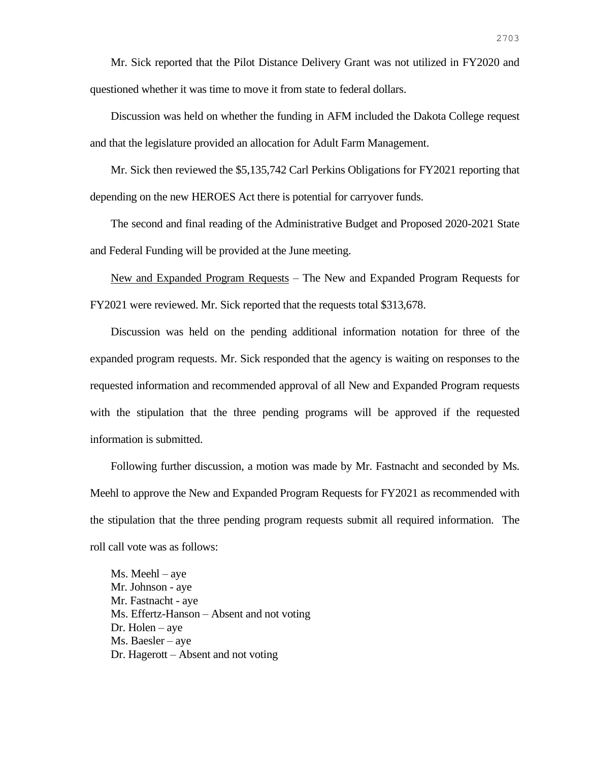Mr. Sick reported that the Pilot Distance Delivery Grant was not utilized in FY2020 and questioned whether it was time to move it from state to federal dollars.

Discussion was held on whether the funding in AFM included the Dakota College request and that the legislature provided an allocation for Adult Farm Management.

Mr. Sick then reviewed the $5,135,742 Carl Perkins Obligations for FY2021 reporting that depending on the new HEROES Act there is potential for carryover funds.

The second and final reading of the Administrative Budget and Proposed 2020-2021 State and Federal Funding will be provided at the June meeting.

<u>New and Expanded Program Requests</u> – The New and Expanded Program Requests for FY2021 were reviewed. Mr. Sick reported that the requests total $313,678.

Discussion was held on the pending additional information notation for three of the expanded program requests. Mr. Sick responded that the agency is waiting on responses to the requested information and recommended approval of all New and Expanded Program requests with the stipulation that the three pending programs will be approved if the requested information is submitted.

Following further discussion, a motion was made by Mr. Fastnacht and seconded by Ms. Meehl to approve the New and Expanded Program Requests for FY2021 as recommended with the stipulation that the three pending program requests submit all required information. The roll call vote was as follows:

Ms. Meehl – aye
Mr. Johnson - aye
Mr. Fastnacht - aye
Ms. Effertz-Hanson – Absent and not voting
Dr. Holen – aye
Ms. Baesler – aye
Dr. Hagerott – Absent and not voting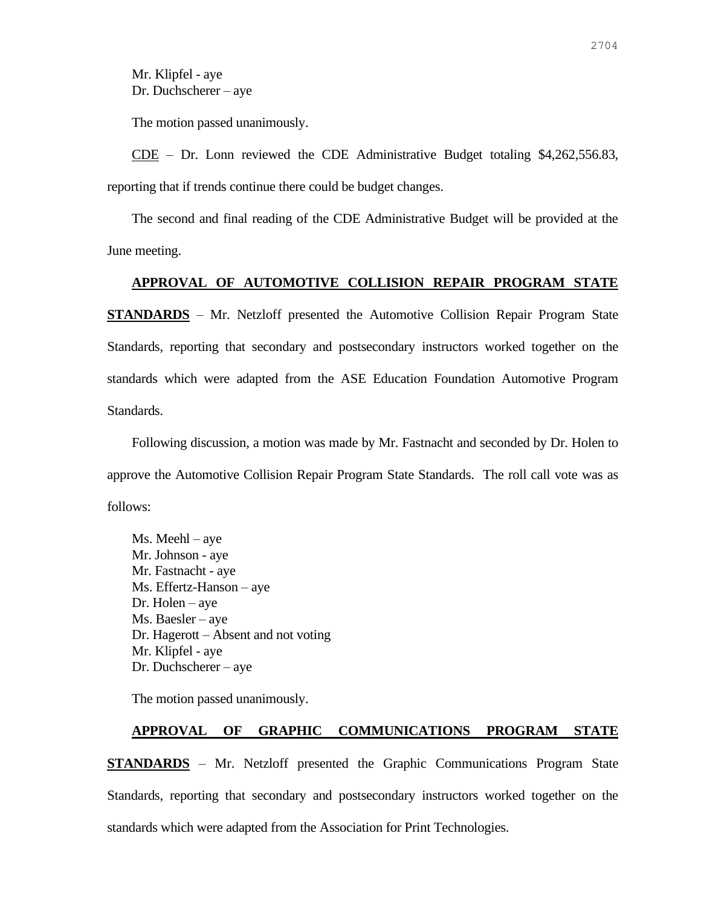Mr. Klipfel - aye
Dr. Duchscherer – aye

The motion passed unanimously.

CDE – Dr. Lonn reviewed the CDE Administrative Budget totaling $4,262,556.83, reporting that if trends continue there could be budget changes.

The second and final reading of the CDE Administrative Budget will be provided at the June meeting.

**APPROVAL OF AUTOMOTIVE COLLISION REPAIR PROGRAM STATE STANDARDS** – Mr. Netzloff presented the Automotive Collision Repair Program State Standards, reporting that secondary and postsecondary instructors worked together on the standards which were adapted from the ASE Education Foundation Automotive Program Standards.

Following discussion, a motion was made by Mr. Fastnacht and seconded by Dr. Holen to approve the Automotive Collision Repair Program State Standards. The roll call vote was as follows:

Ms. Meehl – aye
Mr. Johnson - aye
Mr. Fastnacht - aye
Ms. Effertz-Hanson – aye
Dr. Holen – aye
Ms. Baesler – aye
Dr. Hagerott – Absent and not voting
Mr. Klipfel - aye
Dr. Duchscherer – aye

The motion passed unanimously.

**APPROVAL OF GRAPHIC COMMUNICATIONS PROGRAM STATE STANDARDS** – Mr. Netzloff presented the Graphic Communications Program State Standards, reporting that secondary and postsecondary instructors worked together on the standards which were adapted from the Association for Print Technologies.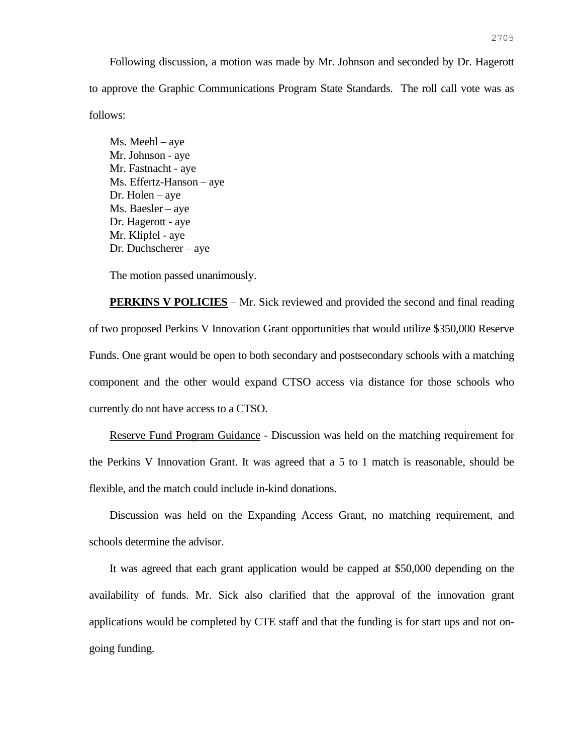Following discussion, a motion was made by Mr. Johnson and seconded by Dr. Hagerott to approve the Graphic Communications Program State Standards. The roll call vote was as follows:

Ms. Meehl – aye
Mr. Johnson - aye
Mr. Fastnacht - aye
Ms. Effertz-Hanson – aye
Dr. Holen – aye
Ms. Baesler – aye
Dr. Hagerott - aye
Mr. Klipfel - aye
Dr. Duchscherer – aye

The motion passed unanimously.

**PERKINS V POLICIES** – Mr. Sick reviewed and provided the second and final reading of two proposed Perkins V Innovation Grant opportunities that would utilize $350,000 Reserve Funds. One grant would be open to both secondary and postsecondary schools with a matching component and the other would expand CTSO access via distance for those schools who currently do not have access to a CTSO.

Reserve Fund Program Guidance - Discussion was held on the matching requirement for the Perkins V Innovation Grant. It was agreed that a 5 to 1 match is reasonable, should be flexible, and the match could include in-kind donations.

Discussion was held on the Expanding Access Grant, no matching requirement, and schools determine the advisor.

It was agreed that each grant application would be capped at $50,000 depending on the availability of funds. Mr. Sick also clarified that the approval of the innovation grant applications would be completed by CTE staff and that the funding is for start ups and not on-going funding.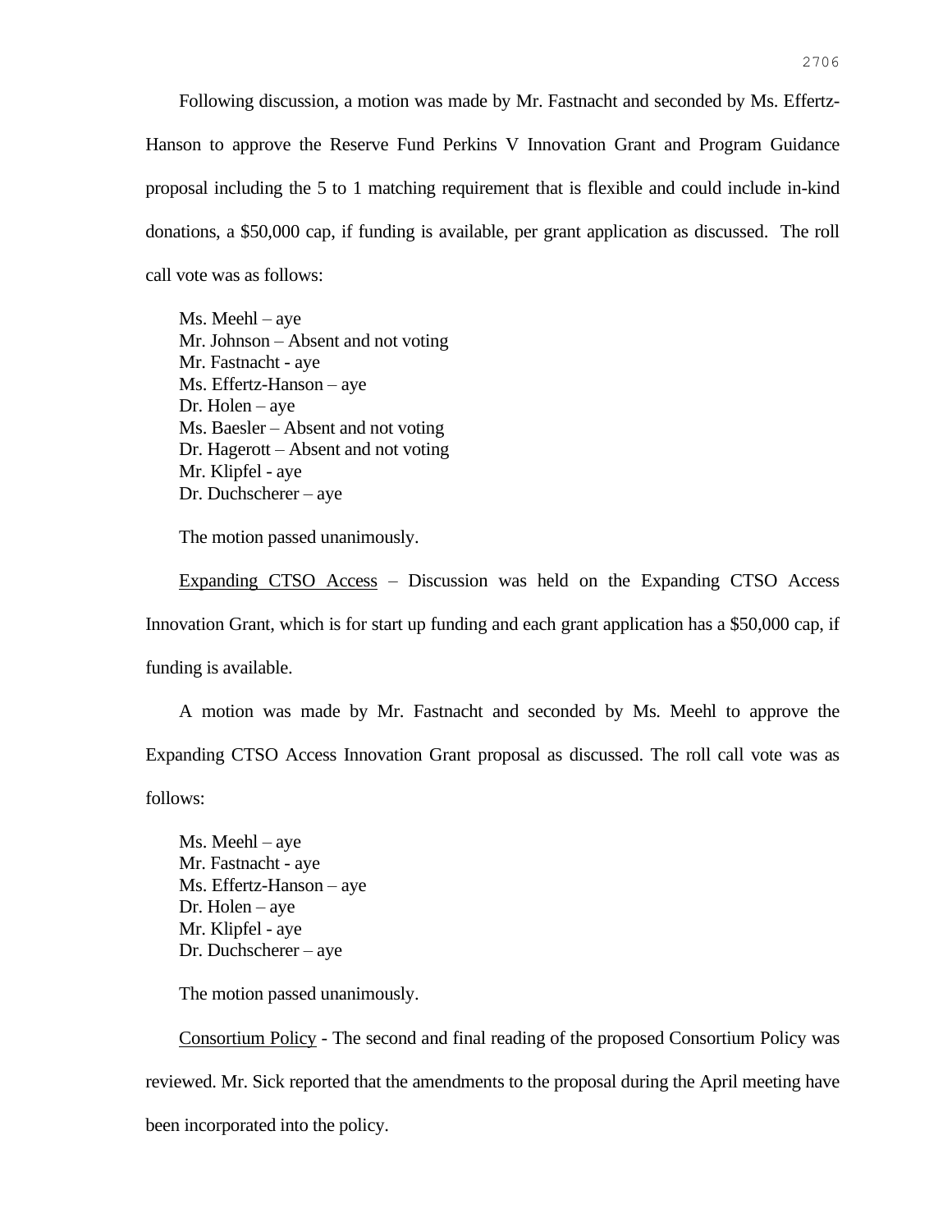Following discussion, a motion was made by Mr. Fastnacht and seconded by Ms. Effertz-Hanson to approve the Reserve Fund Perkins V Innovation Grant and Program Guidance proposal including the 5 to 1 matching requirement that is flexible and could include in-kind donations, a $50,000 cap, if funding is available, per grant application as discussed. The roll call vote was as follows:

Ms. Meehl – aye  
Mr. Johnson – Absent and not voting  
Mr. Fastnacht - aye  
Ms. Effertz-Hanson – aye  
Dr. Holen – aye  
Ms. Baesler – Absent and not voting  
Dr. Hagerott – Absent and not voting  
Mr. Klipfel - aye  
Dr. Duchscherer – aye

The motion passed unanimously.

<u>Expanding CTSO Access</u> – Discussion was held on the Expanding CTSO Access Innovation Grant, which is for start up funding and each grant application has a $50,000 cap, if funding is available.

A motion was made by Mr. Fastnacht and seconded by Ms. Meehl to approve the Expanding CTSO Access Innovation Grant proposal as discussed. The roll call vote was as follows:

Ms. Meehl – aye  
Mr. Fastnacht - aye  
Ms. Effertz-Hanson – aye  
Dr. Holen – aye  
Mr. Klipfel - aye  
Dr. Duchscherer – aye

The motion passed unanimously.

<u>Consortium Policy</u> - The second and final reading of the proposed Consortium Policy was reviewed. Mr. Sick reported that the amendments to the proposal during the April meeting have been incorporated into the policy.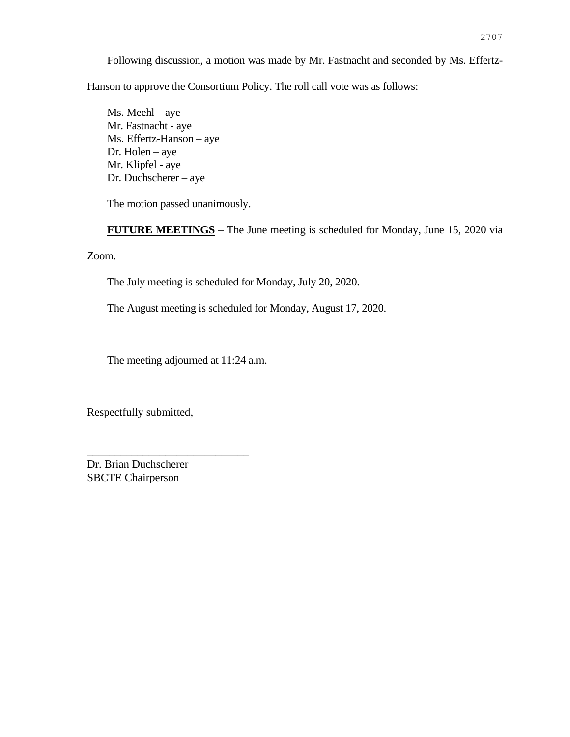Following discussion, a motion was made by Mr. Fastnacht and seconded by Ms. Effertz-Hanson to approve the Consortium Policy. The roll call vote was as follows:

Ms. Meehl – aye
Mr. Fastnacht - aye
Ms. Effertz-Hanson – aye
Dr. Holen – aye
Mr. Klipfel - aye
Dr. Duchscherer – aye

The motion passed unanimously.

**FUTURE MEETINGS** – The June meeting is scheduled for Monday, June 15, 2020 via Zoom.

The July meeting is scheduled for Monday, July 20, 2020.

The August meeting is scheduled for Monday, August 17, 2020.

The meeting adjourned at 11:24 a.m.

Respectfully submitted,

\_\_\_\_\_\_\_\_\_\_\_\_\_\_\_\_\_\_\_\_\_\_\_\_\_\_\_\_\_\_
Dr. Brian Duchscherer
SBCTE Chairperson